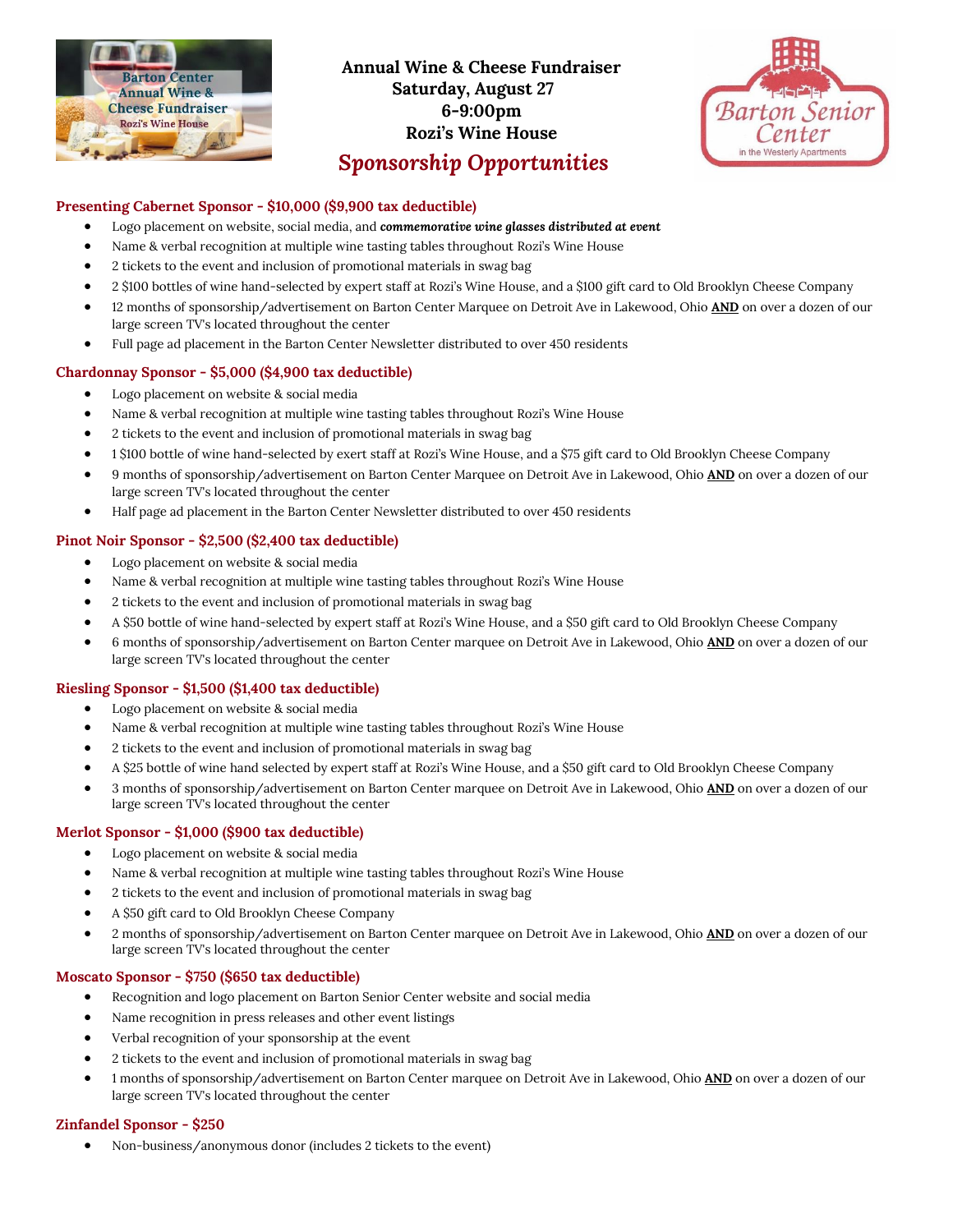**Annual Wine & Cheese Fundraiser**
**Saturday, August 27**
**6-9:00pm**
**Rozi's Wine House**

# *Sponsorship Opportunities*

### Presenting Cabernet Sponsor - $10,000 ($9,900 tax deductible)

- Logo placement on website, social media, and ***commemorative wine glasses distributed at event***
- Name & verbal recognition at multiple wine tasting tables throughout Rozi's Wine House
- 2 tickets to the event and inclusion of promotional materials in swag bag
- 2 $100 bottles of wine hand-selected by expert staff at Rozi's Wine House, and a $100 gift card to Old Brooklyn Cheese Company
- 12 months of sponsorship/advertisement on Barton Center Marquee on Detroit Ave in Lakewood, Ohio **AND** on over a dozen of our large screen TV's located throughout the center
- Full page ad placement in the Barton Center Newsletter distributed to over 450 residents

### Chardonnay Sponsor - $5,000 ($4,900 tax deductible)

- Logo placement on website & social media
- Name & verbal recognition at multiple wine tasting tables throughout Rozi's Wine House
- 2 tickets to the event and inclusion of promotional materials in swag bag
- 1 $100 bottle of wine hand-selected by exert staff at Rozi's Wine House, and a $75 gift card to Old Brooklyn Cheese Company
- 9 months of sponsorship/advertisement on Barton Center Marquee on Detroit Ave in Lakewood, Ohio **AND** on over a dozen of our large screen TV's located throughout the center
- Half page ad placement in the Barton Center Newsletter distributed to over 450 residents

### Pinot Noir Sponsor - $2,500 ($2,400 tax deductible)

- Logo placement on website & social media
- Name & verbal recognition at multiple wine tasting tables throughout Rozi's Wine House
- 2 tickets to the event and inclusion of promotional materials in swag bag
- A $50 bottle of wine hand-selected by expert staff at Rozi's Wine House, and a $50 gift card to Old Brooklyn Cheese Company
- 6 months of sponsorship/advertisement on Barton Center marquee on Detroit Ave in Lakewood, Ohio **AND** on over a dozen of our large screen TV's located throughout the center

### Riesling Sponsor - $1,500 ($1,400 tax deductible)

- Logo placement on website & social media
- Name & verbal recognition at multiple wine tasting tables throughout Rozi's Wine House
- 2 tickets to the event and inclusion of promotional materials in swag bag
- A $25 bottle of wine hand selected by expert staff at Rozi's Wine House, and a $50 gift card to Old Brooklyn Cheese Company
- 3 months of sponsorship/advertisement on Barton Center marquee on Detroit Ave in Lakewood, Ohio **AND** on over a dozen of our large screen TV's located throughout the center

### Merlot Sponsor - $1,000 ($900 tax deductible)

- Logo placement on website & social media
- Name & verbal recognition at multiple wine tasting tables throughout Rozi's Wine House
- 2 tickets to the event and inclusion of promotional materials in swag bag
- A $50 gift card to Old Brooklyn Cheese Company
- 2 months of sponsorship/advertisement on Barton Center marquee on Detroit Ave in Lakewood, Ohio **AND** on over a dozen of our large screen TV's located throughout the center

### Moscato Sponsor - $750 ($650 tax deductible)

- Recognition and logo placement on Barton Senior Center website and social media
- Name recognition in press releases and other event listings
- Verbal recognition of your sponsorship at the event
- 2 tickets to the event and inclusion of promotional materials in swag bag
- 1 months of sponsorship/advertisement on Barton Center marquee on Detroit Ave in Lakewood, Ohio **AND** on over a dozen of our large screen TV's located throughout the center

### Zinfandel Sponsor - $250

- Non-business/anonymous donor (includes 2 tickets to the event)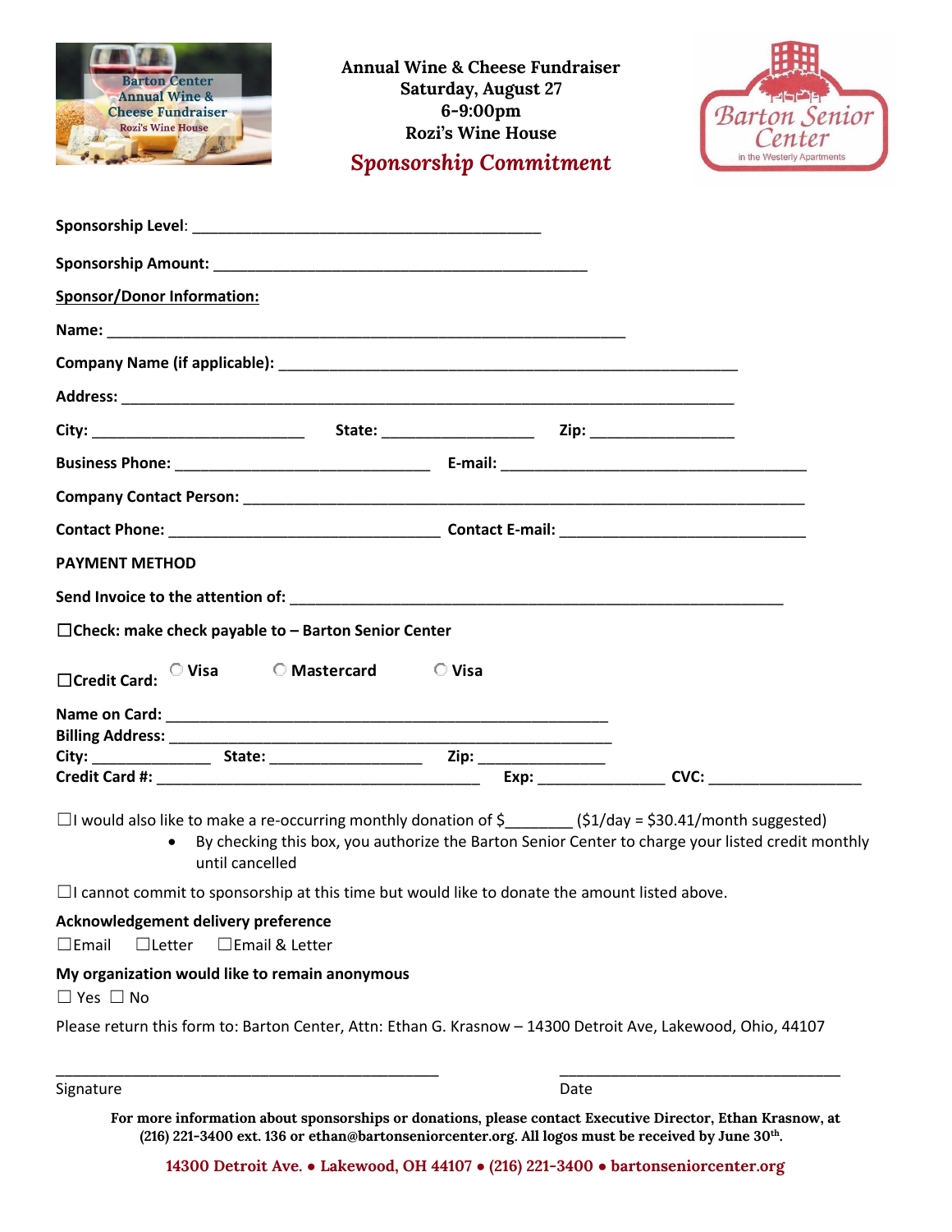**Annual Wine & Cheese Fundraiser**
**Saturday, August 27**
**6-9:00pm**
**Rozi's Wine House**

## *Sponsorship Commitment*

**Sponsorship Level**: ___________________________________________

**Sponsorship Amount:** ______________________________________________

**Sponsor/Donor Information:**

**Name:** _________________________________________________________________

**Company Name (if applicable):** _________________________________________________________

**Address:** ____________________________________________________________________________

**City:** __________________________ **State:** ___________________ **Zip:** __________________

**Business Phone:** _______________________________ **E-mail:** ______________________________________

**Company Contact Person:** ______________________________________________________________________

**Contact Phone:** _________________________________ **Contact E-mail:** ______________________________

**PAYMENT METHOD**

**Send Invoice to the attention of:** _____________________________________________________________

☐**Check: make check payable to – Barton Senior Center**

☐**Credit Card:** ◯ **Visa** ◯ **Mastercard** ◯ **Visa**

**Name on Card:** ______________________________________________________
**Billing Address:** _____________________________________________________
**City:** ______________ **State:** __________________ **Zip:** _______________
**Credit Card #:** ________________________________________ **Exp:** ________________ **CVC:** ___________________

☐I would also like to make a re-occurring monthly donation of $________ ($1/day = $30.41/month suggested)

- By checking this box, you authorize the Barton Senior Center to charge your listed credit monthly until cancelled

☐I cannot commit to sponsorship at this time but would like to donate the amount listed above.

**Acknowledgement delivery preference**

☐Email ☐Letter ☐Email & Letter

**My organization would like to remain anonymous**

☐ Yes ☐ No

Please return this form to: Barton Center, Attn: Ethan G. Krasnow – 14300 Detroit Ave, Lakewood, Ohio, 44107

_______________________________________________ ___________________________________

Signature Date

**For more information about sponsorships or donations, please contact Executive Director, Ethan Krasnow, at (216) 221-3400 ext. 136 or ethan@bartonseniorcenter.org. All logos must be received by June 30th.**

**14300 Detroit Ave. ● Lakewood, OH 44107 ● (216) 221-3400 ● bartonseniorcenter.org**